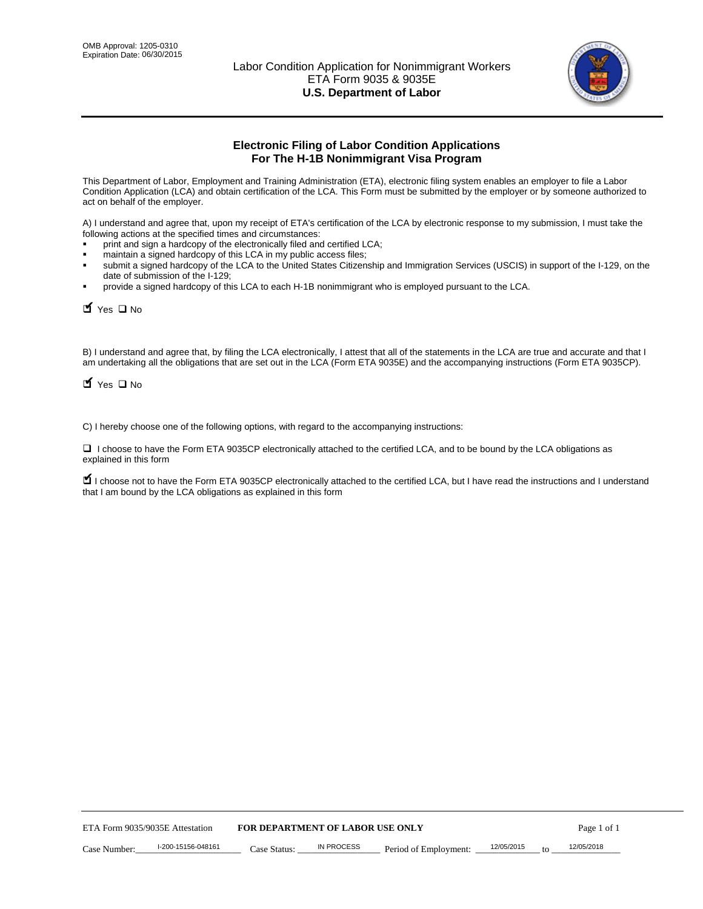OMB Approval: 1205-0310
Expiration Date: 06/30/2015

Labor Condition Application for Nonimmigrant Workers
ETA Form 9035 & 9035E
**U.S. Department of Labor**

## Electronic Filing of Labor Condition Applications For The H-1B Nonimmigrant Visa Program

This Department of Labor, Employment and Training Administration (ETA), electronic filing system enables an employer to file a Labor Condition Application (LCA) and obtain certification of the LCA. This Form must be submitted by the employer or by someone authorized to act on behalf of the employer.

A) I understand and agree that, upon my receipt of ETA's certification of the LCA by electronic response to my submission, I must take the following actions at the specified times and circumstances:

- print and sign a hardcopy of the electronically filed and certified LCA;
- maintain a signed hardcopy of this LCA in my public access files;
- submit a signed hardcopy of the LCA to the United States Citizenship and Immigration Services (USCIS) in support of the I-129, on the date of submission of the I-129;
- provide a signed hardcopy of this LCA to each H-1B nonimmigrant who is employed pursuant to the LCA.

☑ Yes ☐ No

B) I understand and agree that, by filing the LCA electronically, I attest that all of the statements in the LCA are true and accurate and that I am undertaking all the obligations that are set out in the LCA (Form ETA 9035E) and the accompanying instructions (Form ETA 9035CP).

☑ Yes ☐ No

C) I hereby choose one of the following options, with regard to the accompanying instructions:

☐ I choose to have the Form ETA 9035CP electronically attached to the certified LCA, and to be bound by the LCA obligations as explained in this form

☑ I choose not to have the Form ETA 9035CP electronically attached to the certified LCA, but I have read the instructions and I understand that I am bound by the LCA obligations as explained in this form

ETA Form 9035/9035E Attestation **FOR DEPARTMENT OF LABOR USE ONLY**

Case Number: I-200-15156-048161 Case Status: IN PROCESS Period of Employment: 12/05/2015 to 12/05/2018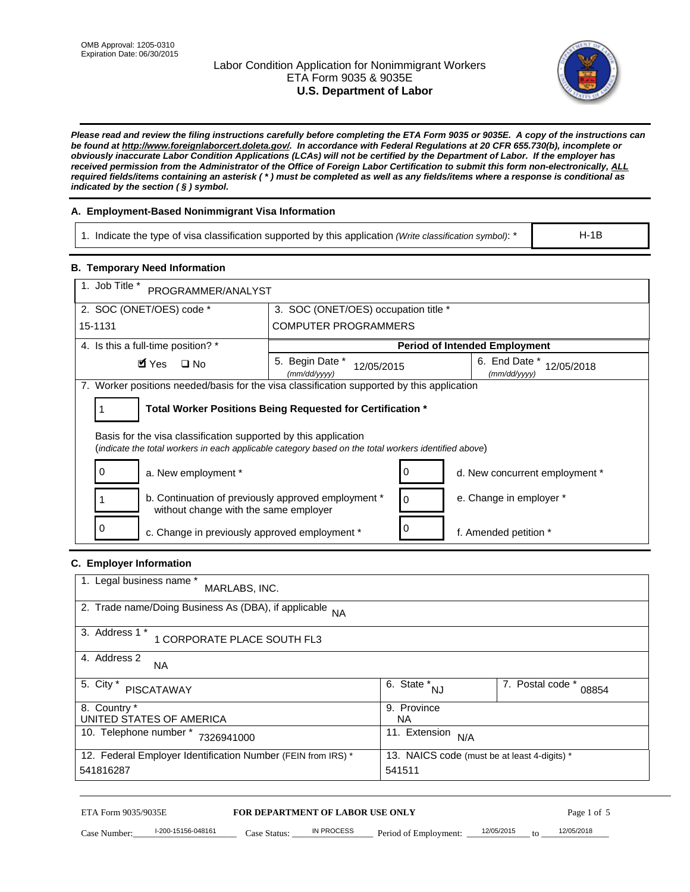OMB Approval: 1205-0310
Expiration Date: 06/30/2015

# Labor Condition Application for Nonimmigrant Workers
## ETA Form 9035 & 9035E
## U.S. Department of Labor

***Please read and review the filing instructions carefully before completing the ETA Form 9035 or 9035E. A copy of the instructions can be found at http://www.foreignlaborcert.doleta.gov/. In accordance with Federal Regulations at 20 CFR 655.730(b), incomplete or obviously inaccurate Labor Condition Applications (LCAs) will not be certified by the Department of Labor. If the employer has received permission from the Administrator of the Office of Foreign Labor Certification to submit this form non-electronically, ALL required fields/items containing an asterisk ( * ) must be completed as well as any fields/items where a response is conditional as indicated by the section ( § ) symbol.***

### A. Employment-Based Nonimmigrant Visa Information

| | |
|---|---|
| 1. Indicate the type of visa classification supported by this application *(Write classification symbol)*: * | H-1B |

### B. Temporary Need Information

| | | |
|---|---|---|
| 1. Job Title * PROGRAMMER/ANALYST | | |
| 2. SOC (ONET/OES) code * 15-1131 | 3. SOC (ONET/OES) occupation title * COMPUTER PROGRAMMERS | |
| 4. Is this a full-time position? * ☑ Yes ☐ No | **Period of Intended Employment** | |
| | 5. Begin Date * *(mm/dd/yyyy)* 12/05/2015 | 6. End Date * *(mm/dd/yyyy)* 12/05/2018 |

7. Worker positions needed/basis for the visa classification supported by this application

| | |
|---|---|
| 1 | **Total Worker Positions Being Requested for Certification *** |

Basis for the visa classification supported by this application
(*indicate the total workers in each applicable category based on the total workers identified above*)

| | | | |
|---|---|---|---|
| 0 | a. New employment * | 0 | d. New concurrent employment * |
| 1 | b. Continuation of previously approved employment * without change with the same employer | 0 | e. Change in employer * |
| 0 | c. Change in previously approved employment * | 0 | f. Amended petition * |

### C. Employer Information

| | | |
|---|---|---|
| 1. Legal business name * MARLABS, INC. | | |
| 2. Trade name/Doing Business As (DBA), if applicable NA | | |
| 3. Address 1 * 1 CORPORATE PLACE SOUTH FL3 | | |
| 4. Address 2 NA | | |
| 5. City * PISCATAWAY | 6. State * NJ | 7. Postal code * 08854 |
| 8. Country * UNITED STATES OF AMERICA | 9. Province NA | |
| 10. Telephone number * 7326941000 | 11. Extension N/A | |
| 12. Federal Employer Identification Number (FEIN from IRS) * 541816287 | 13. NAICS code (must be at least 4-digits) * 541511 | |

**FOR DEPARTMENT OF LABOR USE ONLY**

Case Number: I-200-15156-048161 Case Status: IN PROCESS Period of Employment: 12/05/2015 to 12/05/2018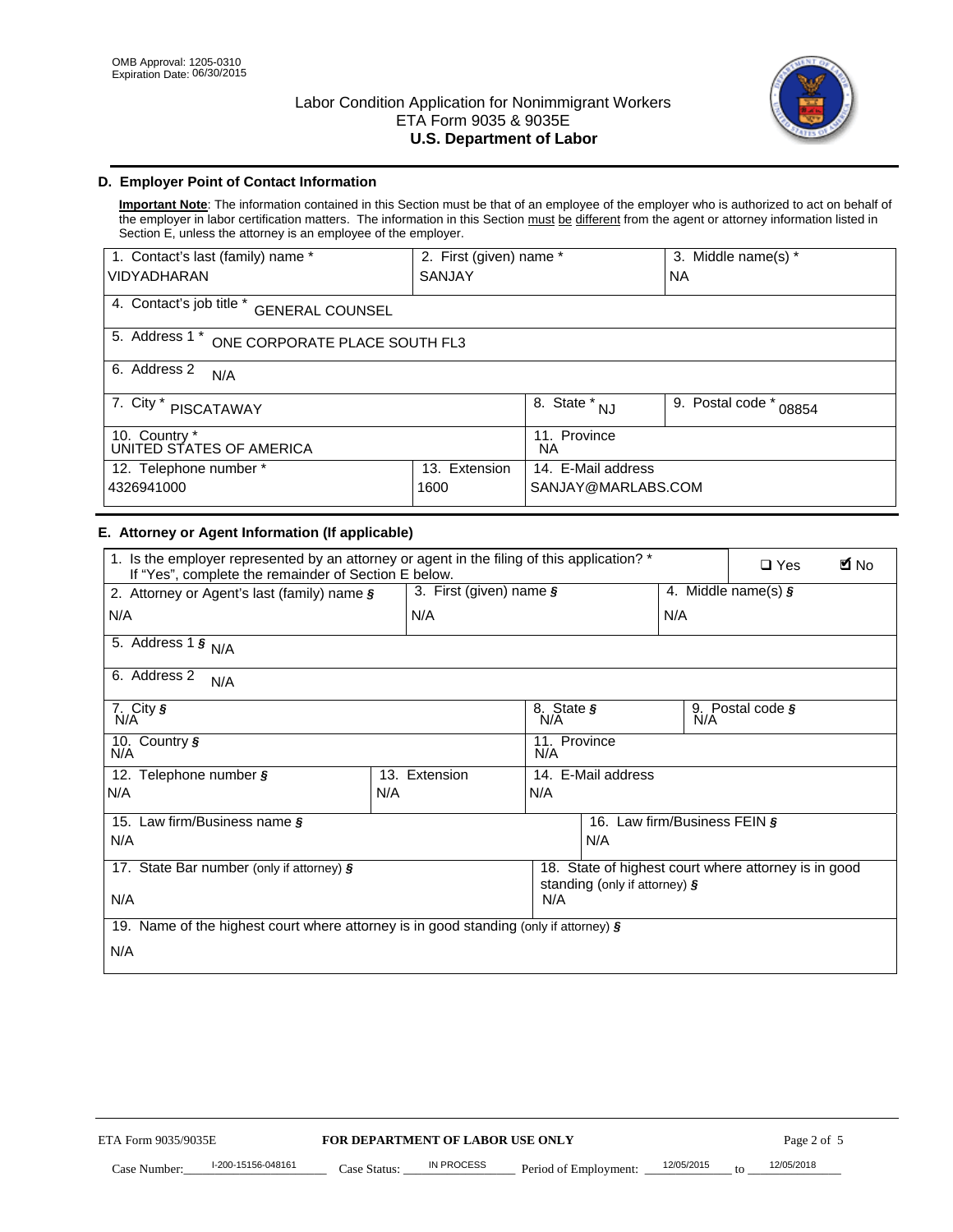OMB Approval: 1205-0310
Expiration Date: 06/30/2015

# Labor Condition Application for Nonimmigrant Workers
ETA Form 9035 & 9035E
**U.S. Department of Labor**

## D. Employer Point of Contact Information

**Important Note**: The information contained in this Section must be that of an employee of the employer who is authorized to act on behalf of the employer in labor certification matters. The information in this Section must be different from the agent or attorney information listed in Section E, unless the attorney is an employee of the employer.

| | | |
|---|---|---|
| 1. Contact's last (family) name * VIDYADHARAN | 2. First (given) name * SANJAY | 3. Middle name(s) * NA |
| 4. Contact's job title * GENERAL COUNSEL | | |
| 5. Address 1 * ONE CORPORATE PLACE SOUTH FL3 | | |
| 6. Address 2 N/A | | |
| 7. City * PISCATAWAY | 8. State * NJ | 9. Postal code * 08854 |
| 10. Country * UNITED STATES OF AMERICA | 11. Province NA | |
| 12. Telephone number * 4326941000 | 13. Extension 1600 | 14. E-Mail address SANJAY@MARLABS.COM |

## E. Attorney or Agent Information (If applicable)

| | | |
|---|---|---|
| 1. Is the employer represented by an attorney or agent in the filing of this application? * If "Yes", complete the remainder of Section E below. | ☐ Yes | ☑ No |
| 2. Attorney or Agent's last (family) name § N/A | 3. First (given) name § N/A | 4. Middle name(s) § N/A |
| 5. Address 1 § N/A | | |
| 6. Address 2 N/A | | |
| 7. City § N/A | 8. State § N/A | 9. Postal code § N/A |
| 10. Country § N/A | 11. Province N/A | |
| 12. Telephone number § N/A | 13. Extension N/A | 14. E-Mail address N/A |
| 15. Law firm/Business name § N/A | | 16. Law firm/Business FEIN § N/A |
| 17. State Bar number (only if attorney) § N/A | | 18. State of highest court where attorney is in good standing (only if attorney) § N/A |
| 19. Name of the highest court where attorney is in good standing (only if attorney) § N/A | | |

ETA Form 9035/9035E **FOR DEPARTMENT OF LABOR USE ONLY**

Case Number: I-200-15156-048161 Case Status: IN PROCESS Period of Employment: 12/05/2015 to 12/05/2018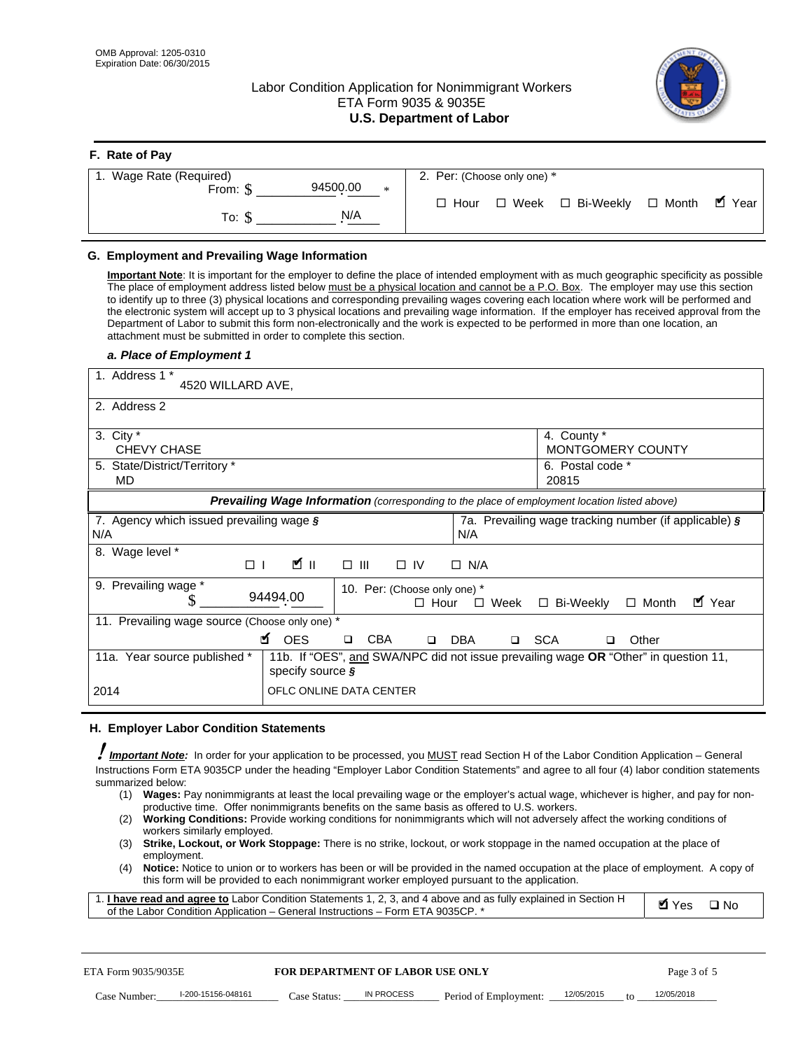OMB Approval: 1205-0310
Expiration Date: 06/30/2015

# Labor Condition Application for Nonimmigrant Workers
ETA Form 9035 & 9035E
**U.S. Department of Labor**

## F. Rate of Pay

| | |
|---|---|
| 1. Wage Rate (Required) From: $ 94500.00 * To: $ N/A | 2. Per: (Choose only one) * ☐ Hour ☐ Week ☐ Bi-Weekly ☐ Month ☑ Year |

## G. Employment and Prevailing Wage Information

**Important Note**: It is important for the employer to define the place of intended employment with as much geographic specificity as possible The place of employment address listed below must be a physical location and cannot be a P.O. Box. The employer may use this section to identify up to three (3) physical locations and corresponding prevailing wages covering each location where work will be performed and the electronic system will accept up to 3 physical locations and prevailing wage information. If the employer has received approval from the Department of Labor to submit this form non-electronically and the work is expected to be performed in more than one location, an attachment must be submitted in order to complete this section.

### *a. Place of Employment 1*

| | |
|---|---|
| 1. Address 1 * 4520 WILLARD AVE, | |
| 2. Address 2 | |
| 3. City * CHEVY CHASE | 4. County * MONTGOMERY COUNTY |
| 5. State/District/Territory * MD | 6. Postal code * 20815 |

***Prevailing Wage Information*** *(corresponding to the place of employment location listed above)*

| | |
|---|---|
| 7. Agency which issued prevailing wage § N/A | 7a. Prevailing wage tracking number (if applicable) § N/A |
| 8. Wage level * ☐ I ☑ II ☐ III ☐ IV ☐ N/A | |
| 9. Prevailing wage * $ 94494.00 | 10. Per: (Choose only one) * ☐ Hour ☐ Week ☐ Bi-Weekly ☐ Month ☑ Year |
| 11. Prevailing wage source (Choose only one) * ☑ OES ☐ CBA ☐ DBA ☐ SCA ☐ Other | |
| 11a. Year source published * 2014 | 11b. If "OES", and SWA/NPC did not issue prevailing wage OR "Other" in question 11, specify source § OFLC ONLINE DATA CENTER |

## H. Employer Labor Condition Statements

***Important Note:*** In order for your application to be processed, you MUST read Section H of the Labor Condition Application – General Instructions Form ETA 9035CP under the heading "Employer Labor Condition Statements" and agree to all four (4) labor condition statements summarized below:

(1) **Wages:** Pay nonimmigrants at least the local prevailing wage or the employer's actual wage, whichever is higher, and pay for non-productive time. Offer nonimmigrants benefits on the same basis as offered to U.S. workers.
(2) **Working Conditions:** Provide working conditions for nonimmigrants which will not adversely affect the working conditions of workers similarly employed.
(3) **Strike, Lockout, or Work Stoppage:** There is no strike, lockout, or work stoppage in the named occupation at the place of employment.
(4) **Notice:** Notice to union or to workers has been or will be provided in the named occupation at the place of employment. A copy of this form will be provided to each nonimmigrant worker employed pursuant to the application.

| | |
|---|---|
| 1. **I have read and agree to** Labor Condition Statements 1, 2, 3, and 4 above and as fully explained in Section H of the Labor Condition Application – General Instructions – Form ETA 9035CP. * | ☑ Yes ☐ No |

ETA Form 9035/9035E — **FOR DEPARTMENT OF LABOR USE ONLY**

Case Number: I-200-15156-048161 Case Status: IN PROCESS Period of Employment: 12/05/2015 to 12/05/2018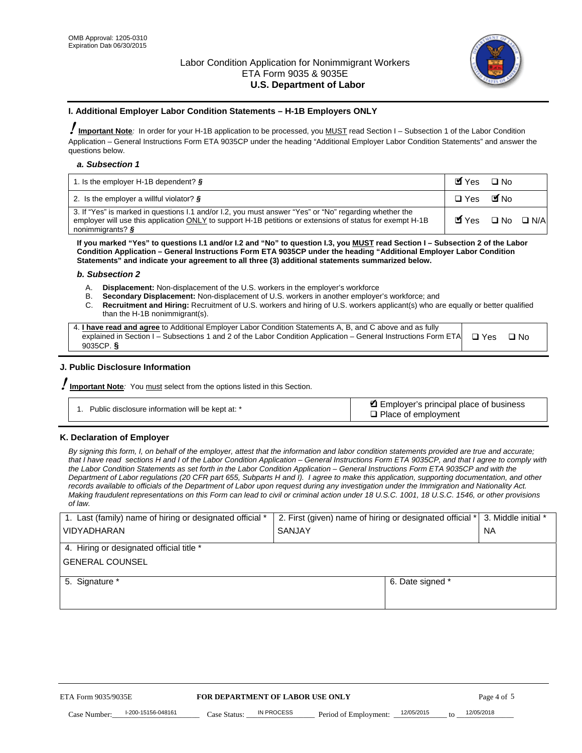OMB Approval: 1205-0310
Expiration Date 06/30/2015

# Labor Condition Application for Nonimmigrant Workers
ETA Form 9035 & 9035E
**U.S. Department of Labor**

## I. Additional Employer Labor Condition Statements – H-1B Employers ONLY

**Important Note**: In order for your H-1B application to be processed, you MUST read Section I – Subsection 1 of the Labor Condition Application – General Instructions Form ETA 9035CP under the heading "Additional Employer Labor Condition Statements" and answer the questions below.

### a. Subsection 1

| | |
|---|---|
| 1. Is the employer H-1B dependent? § | ☑ Yes ☐ No |
| 2. Is the employer a willful violator? § | ☐ Yes ☑ No |
| 3. If "Yes" is marked in questions I.1 and/or I.2, you must answer "Yes" or "No" regarding whether the employer will use this application ONLY to support H-1B petitions or extensions of status for exempt H-1B nonimmigrants? § | ☑ Yes ☐ No ☐ N/A |

**If you marked "Yes" to questions I.1 and/or I.2 and "No" to question I.3, you MUST read Section I – Subsection 2 of the Labor Condition Application – General Instructions Form ETA 9035CP under the heading "Additional Employer Labor Condition Statements" and indicate your agreement to all three (3) additional statements summarized below.**

### b. Subsection 2

A. **Displacement:** Non-displacement of the U.S. workers in the employer's workforce
B. **Secondary Displacement:** Non-displacement of U.S. workers in another employer's workforce; and
C. **Recruitment and Hiring:** Recruitment of U.S. workers and hiring of U.S. workers applicant(s) who are equally or better qualified than the H-1B nonimmigrant(s).

| | |
|---|---|
| 4. **I have read and agree** to Additional Employer Labor Condition Statements A, B, and C above and as fully explained in Section I – Subsections 1 and 2 of the Labor Condition Application – General Instructions Form ETA 9035CP. § | ☐ Yes ☐ No |

## J. Public Disclosure Information

**Important Note**: You must select from the options listed in this Section.

| | |
|---|---|
| 1. Public disclosure information will be kept at: * | ☑ Employer's principal place of business<br>☐ Place of employment |

## K. Declaration of Employer

*By signing this form, I, on behalf of the employer, attest that the information and labor condition statements provided are true and accurate; that I have read sections H and I of the Labor Condition Application – General Instructions Form ETA 9035CP, and that I agree to comply with the Labor Condition Statements as set forth in the Labor Condition Application – General Instructions Form ETA 9035CP and with the Department of Labor regulations (20 CFR part 655, Subparts H and I). I agree to make this application, supporting documentation, and other records available to officials of the Department of Labor upon request during any investigation under the Immigration and Nationality Act. Making fraudulent representations on this Form can lead to civil or criminal action under 18 U.S.C. 1001, 18 U.S.C. 1546, or other provisions of law.*

| 1. Last (family) name of hiring or designated official * | 2. First (given) name of hiring or designated official * | 3. Middle initial * |
|---|---|---|
| VIDYADHARAN | SANJAY | NA |
| 4. Hiring or designated official title * | | |
| GENERAL COUNSEL | | |
| 5. Signature * | 6. Date signed * | |
| | | |

ETA Form 9035/9035E **FOR DEPARTMENT OF LABOR USE ONLY**

Case Number: I-200-15156-048161 Case Status: IN PROCESS Period of Employment: 12/05/2015 to 12/05/2018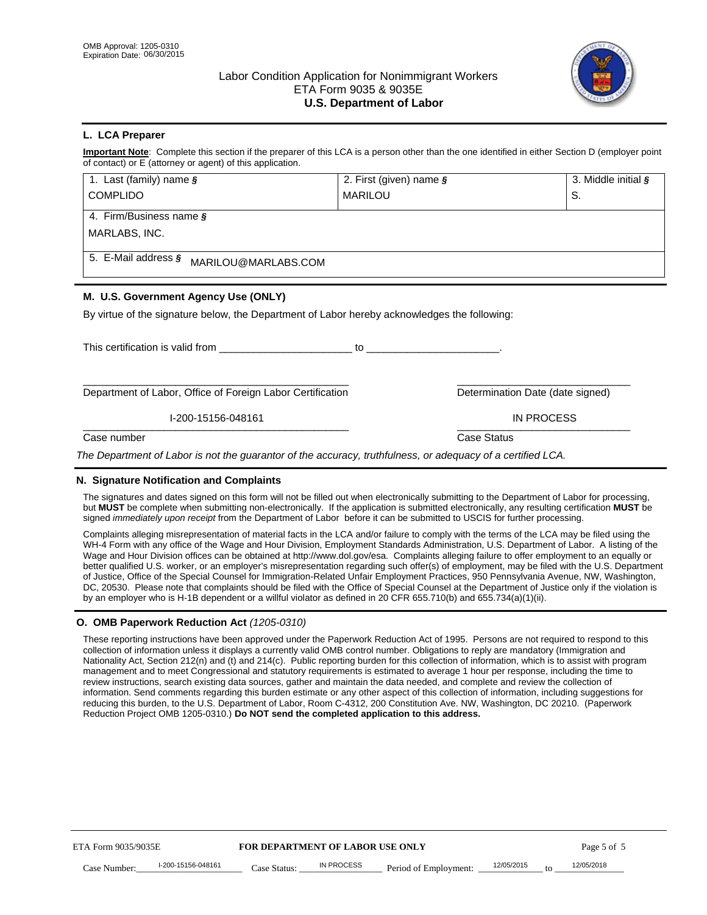OMB Approval: 1205-0310
Expiration Date: 06/30/2015

# Labor Condition Application for Nonimmigrant Workers
## ETA Form 9035 & 9035E
## U.S. Department of Labor

### L. LCA Preparer

**Important Note**: Complete this section if the preparer of this LCA is a person other than the one identified in either Section D (employer point of contact) or E (attorney or agent) of this application.

| 1. Last (family) name § | 2. First (given) name § | 3. Middle initial § |
|---|---|---|
| COMPLIDO | MARILOU | S. |

4. Firm/Business name §

MARLABS, INC.

5. E-Mail address § MARILOU@MARLABS.COM

### M. U.S. Government Agency Use (ONLY)

By virtue of the signature below, the Department of Labor hereby acknowledges the following:

This certification is valid from ______________________ to ______________________.

______________________________________________ Department of Labor, Office of Foreign Labor Certification

______________________________ Determination Date (date signed)

I-200-15156-048161 — Case number

IN PROCESS — Case Status

*The Department of Labor is not the guarantor of the accuracy, truthfulness, or adequacy of a certified LCA.*

### N. Signature Notification and Complaints

The signatures and dates signed on this form will not be filled out when electronically submitting to the Department of Labor for processing, but **MUST** be complete when submitting non-electronically. If the application is submitted electronically, any resulting certification **MUST** be signed *immediately upon receipt* from the Department of Labor before it can be submitted to USCIS for further processing.

Complaints alleging misrepresentation of material facts in the LCA and/or failure to comply with the terms of the LCA may be filed using the WH-4 Form with any office of the Wage and Hour Division, Employment Standards Administration, U.S. Department of Labor. A listing of the Wage and Hour Division offices can be obtained at http://www.dol.gov/esa. Complaints alleging failure to offer employment to an equally or better qualified U.S. worker, or an employer's misrepresentation regarding such offer(s) of employment, may be filed with the U.S. Department of Justice, Office of the Special Counsel for Immigration-Related Unfair Employment Practices, 950 Pennsylvania Avenue, NW, Washington, DC, 20530. Please note that complaints should be filed with the Office of Special Counsel at the Department of Justice only if the violation is by an employer who is H-1B dependent or a willful violator as defined in 20 CFR 655.710(b) and 655.734(a)(1)(ii).

### O. OMB Paperwork Reduction Act *(1205-0310)*

These reporting instructions have been approved under the Paperwork Reduction Act of 1995. Persons are not required to respond to this collection of information unless it displays a currently valid OMB control number. Obligations to reply are mandatory (Immigration and Nationality Act, Section 212(n) and (t) and 214(c). Public reporting burden for this collection of information, which is to assist with program management and to meet Congressional and statutory requirements is estimated to average 1 hour per response, including the time to review instructions, search existing data sources, gather and maintain the data needed, and complete and review the collection of information. Send comments regarding this burden estimate or any other aspect of this collection of information, including suggestions for reducing this burden, to the U.S. Department of Labor, Room C-4312, 200 Constitution Ave. NW, Washington, DC 20210. (Paperwork Reduction Project OMB 1205-0310.) **Do NOT send the completed application to this address.**

ETA Form 9035/9035E — **FOR DEPARTMENT OF LABOR USE ONLY**

Case Number: I-200-15156-048161 Case Status: IN PROCESS Period of Employment: 12/05/2015 to 12/05/2018